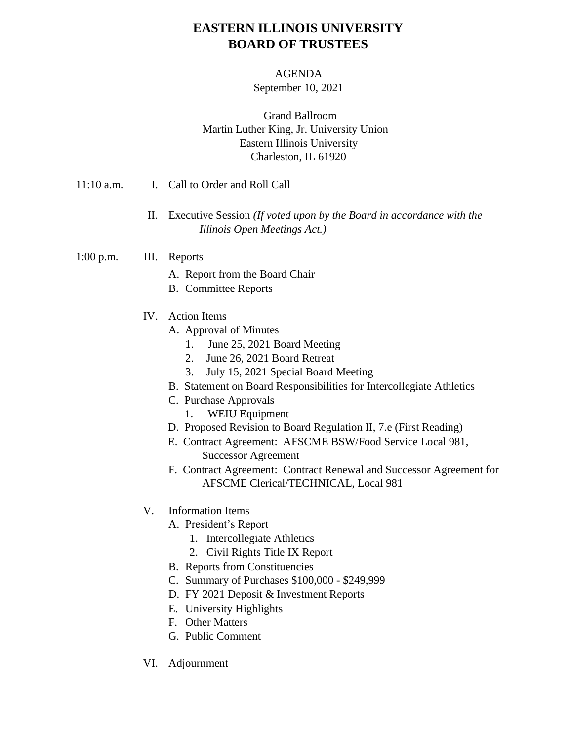# EASTERN ILLINOIS UNIVERSITY
# BOARD OF TRUSTEES

AGENDA
September 10, 2021

Grand Ballroom
Martin Luther King, Jr. University Union
Eastern Illinois University
Charleston, IL 61920

11:10 a.m. I. Call to Order and Roll Call

II. Executive Session *(If voted upon by the Board in accordance with the Illinois Open Meetings Act.)*

1:00 p.m. III. Reports

- A. Report from the Board Chair
- B. Committee Reports

IV. Action Items

- A. Approval of Minutes
  1. June 25, 2021 Board Meeting
  2. June 26, 2021 Board Retreat
  3. July 15, 2021 Special Board Meeting
- B. Statement on Board Responsibilities for Intercollegiate Athletics
- C. Purchase Approvals
  1. WEIU Equipment
- D. Proposed Revision to Board Regulation II, 7.e (First Reading)
- E. Contract Agreement: AFSCME BSW/Food Service Local 981, Successor Agreement
- F. Contract Agreement: Contract Renewal and Successor Agreement for AFSCME Clerical/TECHNICAL, Local 981

V. Information Items

- A. President's Report
  1. Intercollegiate Athletics
  2. Civil Rights Title IX Report
- B. Reports from Constituencies
- C. Summary of Purchases $100,000 - $249,999
- D. FY 2021 Deposit & Investment Reports
- E. University Highlights
- F. Other Matters
- G. Public Comment

VI. Adjournment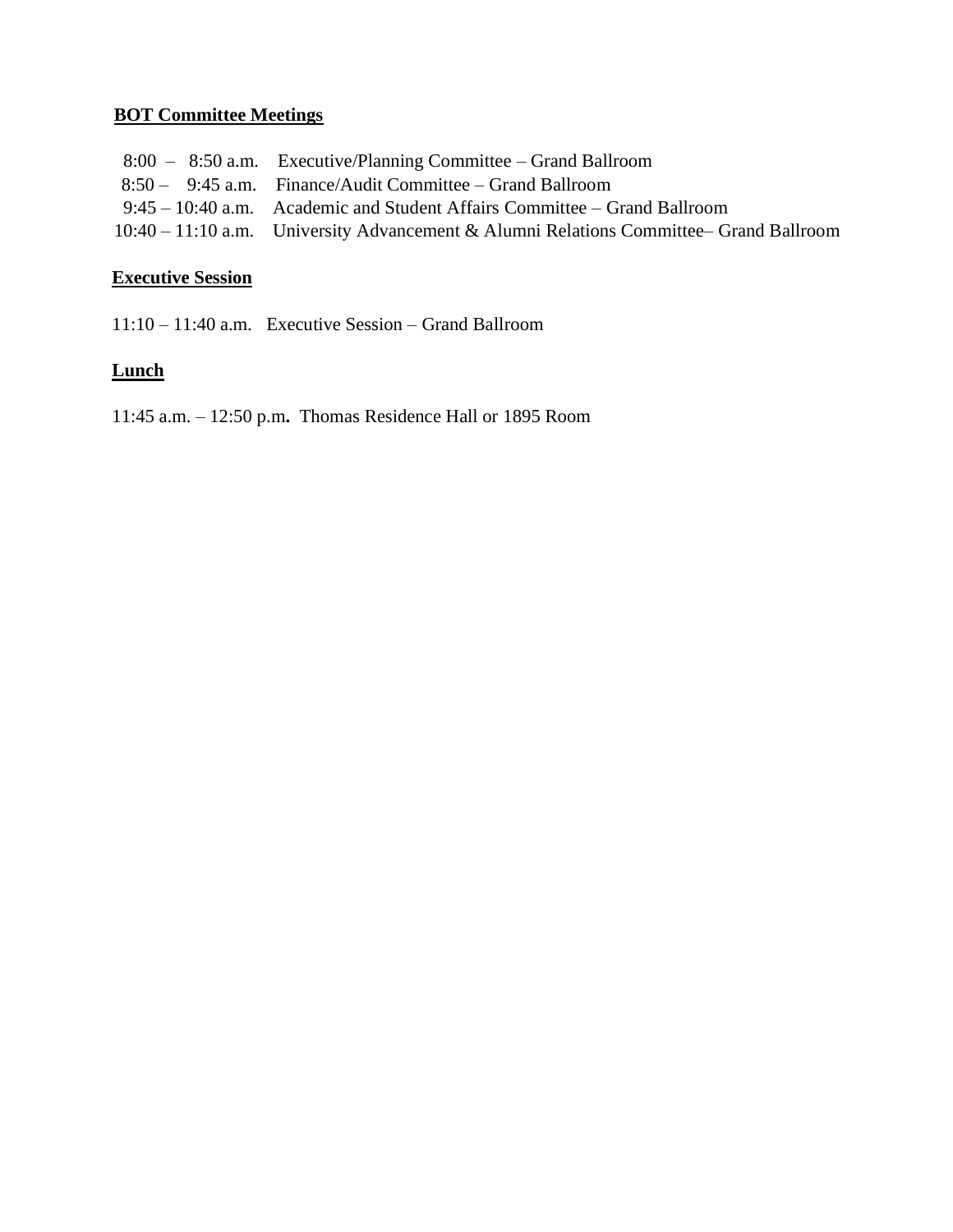**BOT Committee Meetings**

8:00 – 8:50 a.m. Executive/Planning Committee – Grand Ballroom
8:50 – 9:45 a.m. Finance/Audit Committee – Grand Ballroom
9:45 – 10:40 a.m. Academic and Student Affairs Committee – Grand Ballroom
10:40 – 11:10 a.m. University Advancement & Alumni Relations Committee– Grand Ballroom

**Executive Session**

11:10 – 11:40 a.m. Executive Session – Grand Ballroom

**Lunch**

11:45 a.m. – 12:50 p.m**.** Thomas Residence Hall or 1895 Room